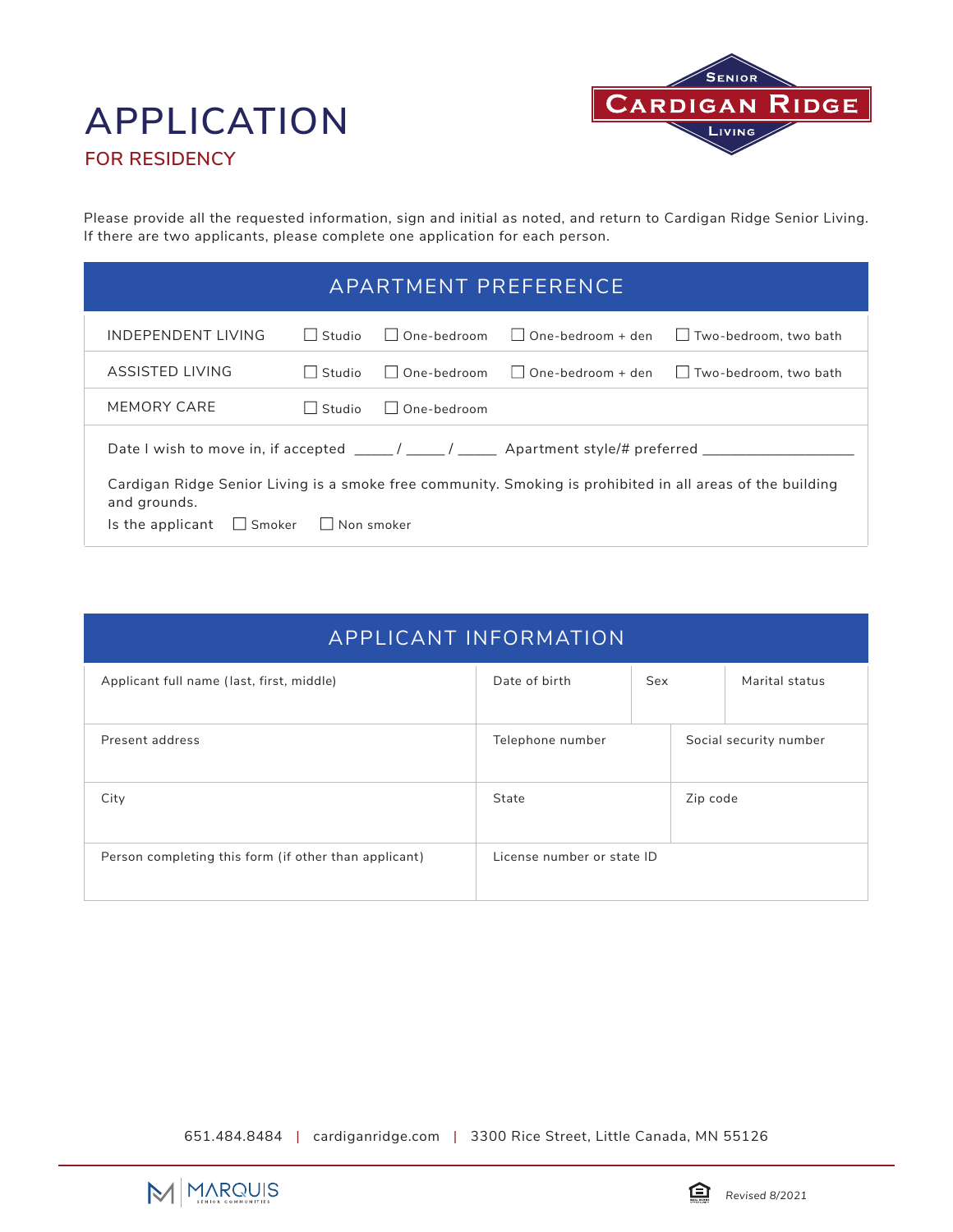# APPLICATION

## FOR RESIDENCY

Please provide all the requested information, sign and initial as noted, and return to Cardigan Ridge Senior Living. If there are two applicants, please complete one application for each person.

## APARTMENT PREFERENCE

| | | | | |
|---|---|---|---|---|
| INDEPENDENT LIVING | ☐ Studio | ☐ One-bedroom | ☐ One-bedroom + den | ☐ Two-bedroom, two bath |
| ASSISTED LIVING | ☐ Studio | ☐ One-bedroom | ☐ One-bedroom + den | ☐ Two-bedroom, two bath |
| MEMORY CARE | ☐ Studio | ☐ One-bedroom | | |

Date I wish to move in, if accepted _____ / _____ / _____ Apartment style/# preferred __________________

Cardigan Ridge Senior Living is a smoke free community. Smoking is prohibited in all areas of the building and grounds.

Is the applicant ☐ Smoker ☐ Non smoker

## APPLICANT INFORMATION

| Applicant full name (last, first, middle) | Date of birth | Sex | Marital status |
|---|---|---|---|
| Present address | Telephone number | Social security number | |
| City | State | Zip code | |
| Person completing this form (if other than applicant) | License number or state ID | | |

651.484.8484 | cardiganridge.com | 3300 Rice Street, Little Canada, MN 55126

Revised 8/2021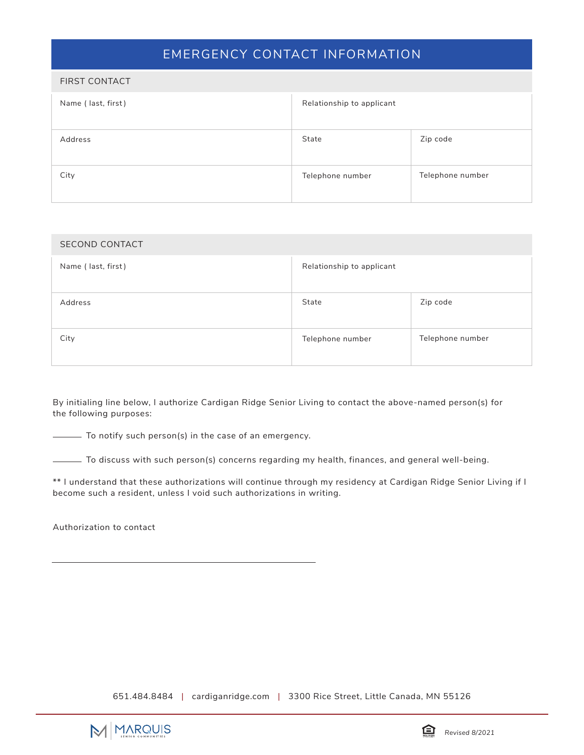# EMERGENCY CONTACT INFORMATION

## FIRST CONTACT

| Name ( last, first ) | Relationship to applicant | |
|---|---|---|
| Address | State | Zip code |
| City | Telephone number | Telephone number |

## SECOND CONTACT

| Name ( last, first ) | Relationship to applicant | |
|---|---|---|
| Address | State | Zip code |
| City | Telephone number | Telephone number |

By initialing line below, I authorize Cardigan Ridge Senior Living to contact the above-named person(s) for the following purposes:

______ To notify such person(s) in the case of an emergency.

______ To discuss with such person(s) concerns regarding my health, finances, and general well-being.

** I understand that these authorizations will continue through my residency at Cardigan Ridge Senior Living if I become such a resident, unless I void such authorizations in writing.

Authorization to contact

_______________________________________________

651.484.8484 | cardiganridge.com | 3300 Rice Street, Little Canada, MN 55126

MARQUIS SENIOR COMMUNITIES

*Revised 8/2021*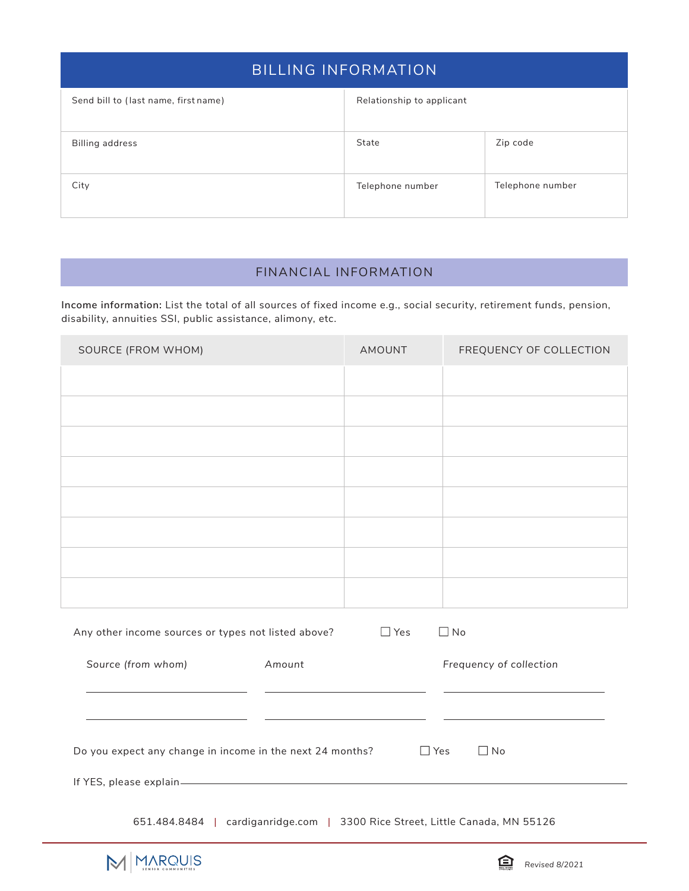## BILLING INFORMATION

| Send bill to (last name, first name) | Relationship to applicant | |
|---|---|---|
| Billing address | State | Zip code |
| City | Telephone number | Telephone number |

## FINANCIAL INFORMATION

**Income information:** List the total of all sources of fixed income e.g., social security, retirement funds, pension, disability, annuities SSI, public assistance, alimony, etc.

| SOURCE (FROM WHOM) | AMOUNT | FREQUENCY OF COLLECTION |
|---|---|---|
| | | |
| | | |
| | | |
| | | |
| | | |
| | | |
| | | |
| | | |

Any other income sources or types not listed above? ☐ Yes ☐ No

| *Source (from whom)* | *Amount* | *Frequency of collection* |
|---|---|---|
| | | |
| | | |

Do you expect any change in income in the next 24 months? ☐ Yes ☐ No

If YES, please explain________________________________________________

651.484.8484 | cardiganridge.com | 3300 Rice Street, Little Canada, MN 55126

MARQUIS SENIOR COMMUNITIES

Revised 8/2021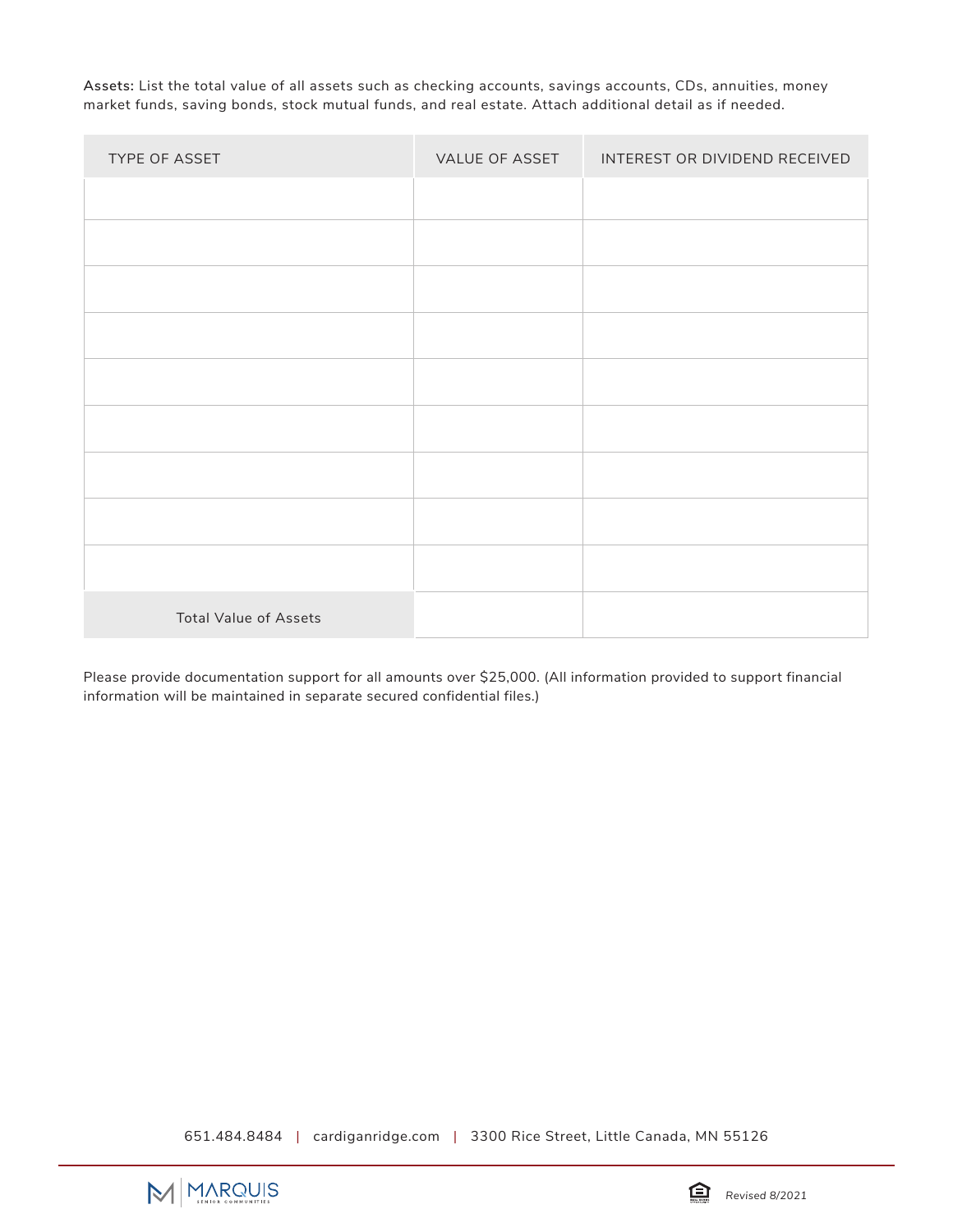**Assets:** List the total value of all assets such as checking accounts, savings accounts, CDs, annuities, money market funds, saving bonds, stock mutual funds, and real estate. Attach additional detail as if needed.

| TYPE OF ASSET | VALUE OF ASSET | INTEREST OR DIVIDEND RECEIVED |
|---|---|---|
| | | |
| | | |
| | | |
| | | |
| | | |
| | | |
| | | |
| | | |
| | | |
| Total Value of Assets | | |

Please provide documentation support for all amounts over $25,000. (All information provided to support financial information will be maintained in separate secured confidential files.)

651.484.8484 | cardiganridge.com | 3300 Rice Street, Little Canada, MN 55126

Revised 8/2021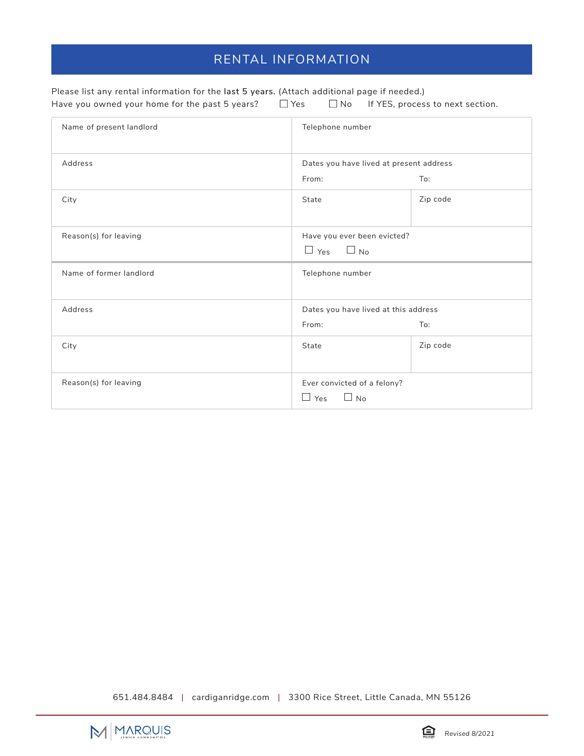## RENTAL INFORMATION

Please list any rental information for the **last 5 years.** (Attach additional page if needed.)
Have you owned your home for the past 5 years? ☐ Yes ☐ No If YES, process to next section.

| | | |
|---|---|---|
| Name of present landlord | Telephone number | |
| Address | Dates you have lived at present address<br>From: To: | |
| City | State | Zip code |
| Reason(s) for leaving | Have you ever been evicted?<br>☐ Yes ☐ No | |
| Name of former landlord | Telephone number | |
| Address | Dates you have lived at this address<br>From: To: | |
| City | State | Zip code |
| Reason(s) for leaving | Ever convicted of a felony?<br>☐ Yes ☐ No | |

651.484.8484 | cardiganridge.com | 3300 Rice Street, Little Canada, MN 55126

MARQUIS SENIOR COMMUNITIES

*Revised 8/2021*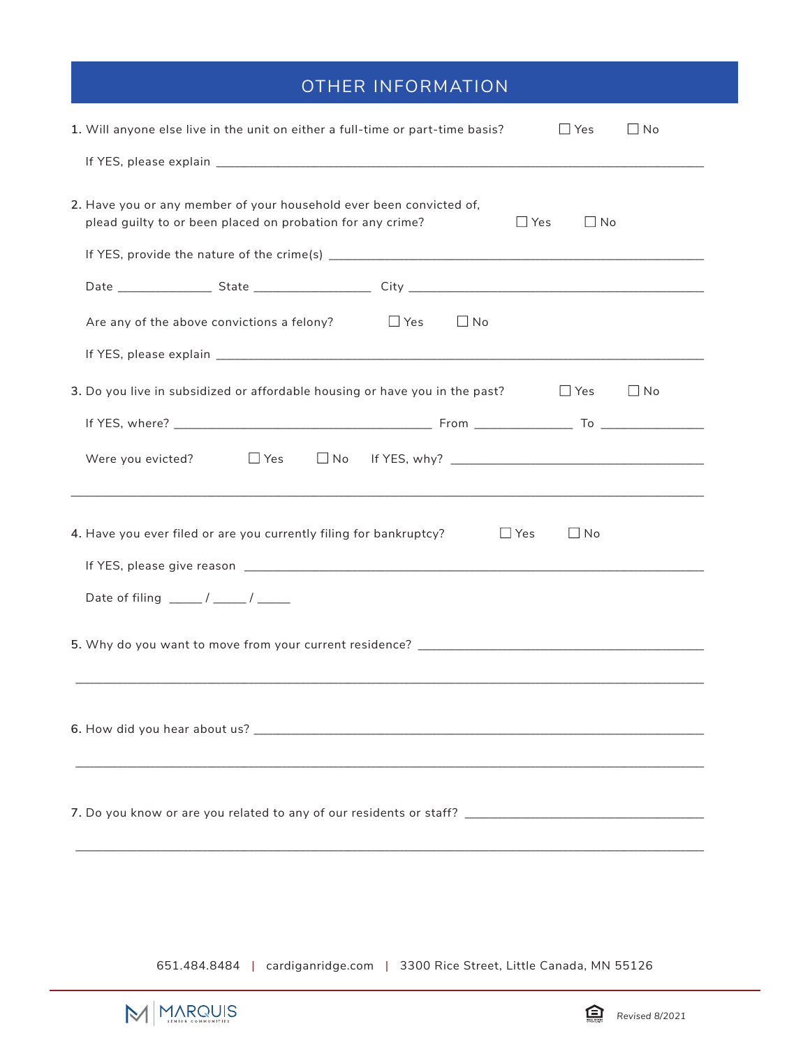## OTHER INFORMATION

1. Will anyone else live in the unit on either a full-time or part-time basis? ☐ Yes ☐ No

   If YES, please explain ______________________________________________

2. Have you or any member of your household ever been convicted of, plead guilty to or been placed on probation for any crime? ☐ Yes ☐ No

   If YES, provide the nature of the crime(s) ______________________________________________

   Date ______________ State __________________ City ______________________________

   Are any of the above convictions a felony? ☐ Yes ☐ No

   If YES, please explain ______________________________________________

3. Do you live in subsidized or affordable housing or have you in the past? ☐ Yes ☐ No

   If YES, where? ________________________ From ______________ To ______________

   Were you evicted? ☐ Yes ☐ No If YES, why? ______________________________

   ______________________________________________________________________

4. Have you ever filed or are you currently filing for bankruptcy? ☐ Yes ☐ No

   If YES, please give reason ______________________________________________

   Date of filing _____ / _____ / _____

5. Why do you want to move from your current residence? ______________________________

   ______________________________________________________________________

6. How did you hear about us? ______________________________________________

   ______________________________________________________________________

7. Do you know or are you related to any of our residents or staff? ______________________

   ______________________________________________________________________

651.484.8484 | cardiganridge.com | 3300 Rice Street, Little Canada, MN 55126

MARQUIS SENIOR COMMUNITIES

Revised 8/2021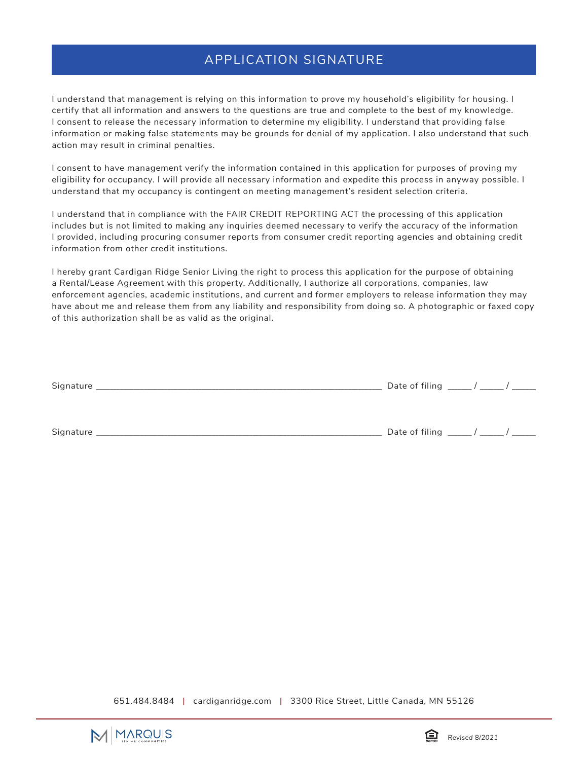# APPLICATION SIGNATURE

I understand that management is relying on this information to prove my household's eligibility for housing. I certify that all information and answers to the questions are true and complete to the best of my knowledge. I consent to release the necessary information to determine my eligibility. I understand that providing false information or making false statements may be grounds for denial of my application. I also understand that such action may result in criminal penalties.

I consent to have management verify the information contained in this application for purposes of proving my eligibility for occupancy. I will provide all necessary information and expedite this process in anyway possible. I understand that my occupancy is contingent on meeting management's resident selection criteria.

I understand that in compliance with the FAIR CREDIT REPORTING ACT the processing of this application includes but is not limited to making any inquiries deemed necessary to verify the accuracy of the information I provided, including procuring consumer reports from consumer credit reporting agencies and obtaining credit information from other credit institutions.

I hereby grant Cardigan Ridge Senior Living the right to process this application for the purpose of obtaining a Rental/Lease Agreement with this property. Additionally, I authorize all corporations, companies, law enforcement agencies, academic institutions, and current and former employers to release information they may have about me and release them from any liability and responsibility from doing so. A photographic or faxed copy of this authorization shall be as valid as the original.

Signature ____________________________________________ Date of filing _____ / _____ / _____

Signature ____________________________________________ Date of filing _____ / _____ / _____

651.484.8484 | cardiganridge.com | 3300 Rice Street, Little Canada, MN 55126

MARQUIS SENIOR COMMUNITIES

*Revised 8/2021*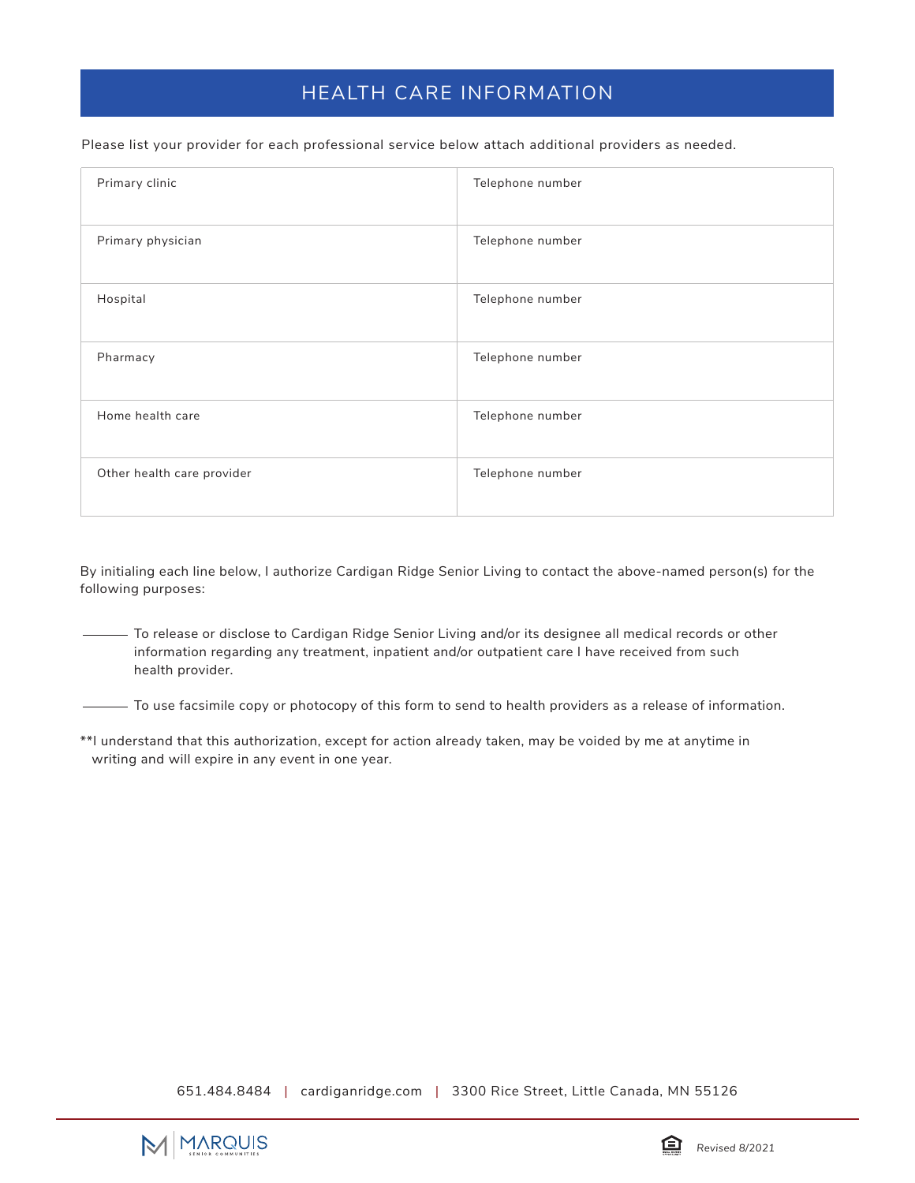# HEALTH CARE INFORMATION

Please list your provider for each professional service below attach additional providers as needed.

| | |
|---|---|
| Primary clinic | Telephone number |
| Primary physician | Telephone number |
| Hospital | Telephone number |
| Pharmacy | Telephone number |
| Home health care | Telephone number |
| Other health care provider | Telephone number |

By initialing each line below, I authorize Cardigan Ridge Senior Living to contact the above-named person(s) for the following purposes:

______ To release or disclose to Cardigan Ridge Senior Living and/or its designee all medical records or other information regarding any treatment, inpatient and/or outpatient care I have received from such health provider.

______ To use facsimile copy or photocopy of this form to send to health providers as a release of information.

**I understand that this authorization, except for action already taken, may be voided by me at anytime in writing and will expire in any event in one year.

651.484.8484 | cardiganridge.com | 3300 Rice Street, Little Canada, MN 55126

MARQUIS SENIOR COMMUNITIES

Revised 8/2021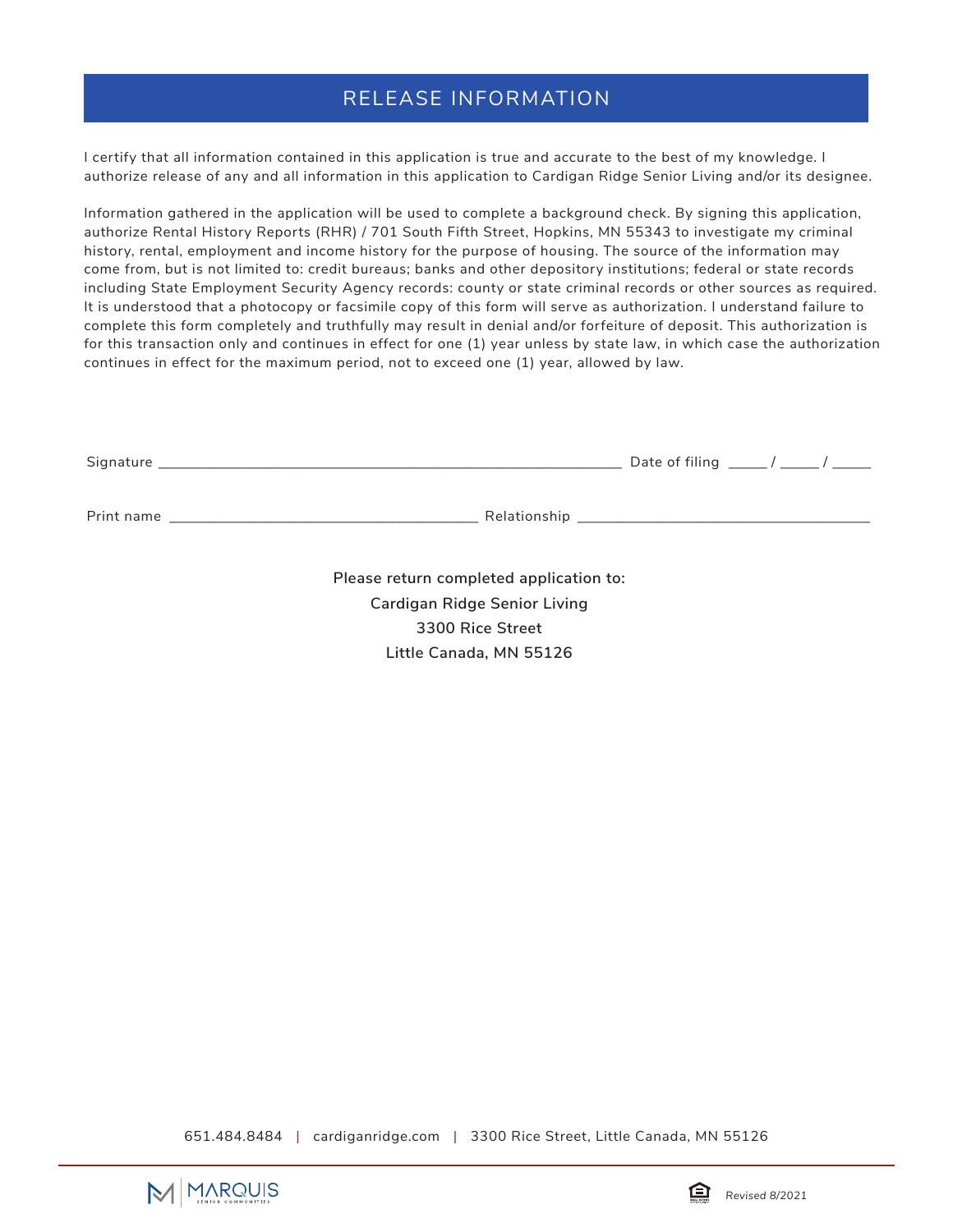## RELEASE INFORMATION

I certify that all information contained in this application is true and accurate to the best of my knowledge. I authorize release of any and all information in this application to Cardigan Ridge Senior Living and/or its designee.

Information gathered in the application will be used to complete a background check. By signing this application, authorize Rental History Reports (RHR) / 701 South Fifth Street, Hopkins, MN 55343 to investigate my criminal history, rental, employment and income history for the purpose of housing. The source of the information may come from, but is not limited to: credit bureaus; banks and other depository institutions; federal or state records including State Employment Security Agency records: county or state criminal records or other sources as required. It is understood that a photocopy or facsimile copy of this form will serve as authorization. I understand failure to complete this form completely and truthfully may result in denial and/or forfeiture of deposit. This authorization is for this transaction only and continues in effect for one (1) year unless by state law, in which case the authorization continues in effect for the maximum period, not to exceed one (1) year, allowed by law.

Signature ____________________________________________ Date of filing _____ / _____ / _____

Print name ______________________________ Relationship ______________________________

**Please return completed application to:**
**Cardigan Ridge Senior Living**
**3300 Rice Street**
**Little Canada, MN 55126**

651.484.8484 | cardiganridge.com | 3300 Rice Street, Little Canada, MN 55126

MARQUIS SENIOR COMMUNITIES

*Revised 8/2021*